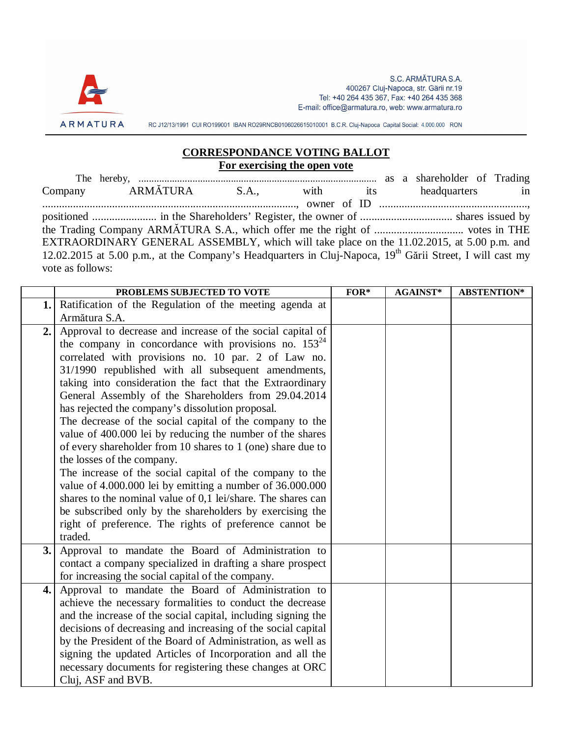S.C. ARMĂTURA S.A.
400267 Cluj-Napoca, str. Gării nr.19
Tel: +40 264 435 367, Fax: +40 264 435 368
E-mail: office@armatura.ro, web: www.armatura.ro

ARMATURA

RC J12/13/1991 CUI RO199001 IBAN RO29RNCB0106026615010001 B.C.R. Cluj-Napoca Capital Social: 4.000.000 RON

## CORRESPONDANCE VOTING BALLOT
### For exercising the open vote

The hereby, ............................................................................................ as a shareholder of Trading Company ARMĂTURA S.A., with its headquarters in ............................................................................................, owner of ID ......................................................., positioned ....................... in the Shareholders' Register, the owner of ................................ shares issued by the Trading Company ARMĂTURA S.A., which offer me the right of ................................ votes in THE EXTRAORDINARY GENERAL ASSEMBLY, which will take place on the 11.02.2015, at 5.00 p.m. and 12.02.2015 at 5.00 p.m., at the Company's Headquarters in Cluj-Napoca, 19th Gării Street, I will cast my vote as follows:

| | PROBLEMS SUBJECTED TO VOTE | FOR* | AGAINST* | ABSTENTION* |
|---|---|---|---|---|
| 1. | Ratification of the Regulation of the meeting agenda at Armătura S.A. | | | |
| 2. | Approval to decrease and increase of the social capital of the company in concordance with provisions no. 153[24] correlated with provisions no. 10 par. 2 of Law no. 31/1990 republished with all subsequent amendments, taking into consideration the fact that the Extraordinary General Assembly of the Shareholders from 29.04.2014 has rejected the company's dissolution proposal. The decrease of the social capital of the company to the value of 400.000 lei by reducing the number of the shares of every shareholder from 10 shares to 1 (one) share due to the losses of the company. The increase of the social capital of the company to the value of 4.000.000 lei by emitting a number of 36.000.000 shares to the nominal value of 0,1 lei/share. The shares can be subscribed only by the shareholders by exercising the right of preference. The rights of preference cannot be traded. | | | |
| 3. | Approval to mandate the Board of Administration to contact a company specialized in drafting a share prospect for increasing the social capital of the company. | | | |
| 4. | Approval to mandate the Board of Administration to achieve the necessary formalities to conduct the decrease and the increase of the social capital, including signing the decisions of decreasing and increasing of the social capital by the President of the Board of Administration, as well as signing the updated Articles of Incorporation and all the necessary documents for registering these changes at ORC Cluj, ASF and BVB. | | | |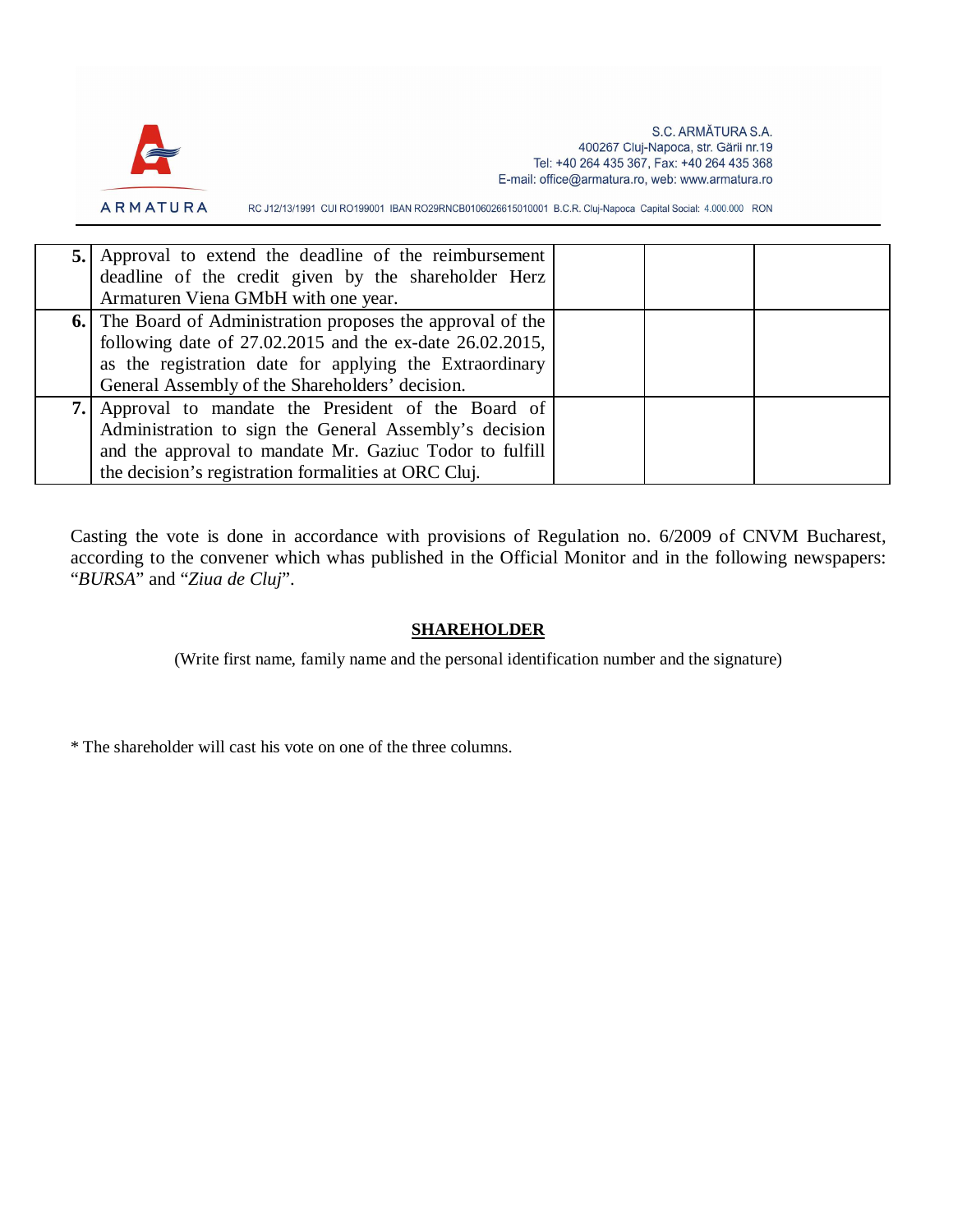| | | | | |
|---|---|---|---|---|
| **5.** | Approval to extend the deadline of the reimbursement deadline of the credit given by the shareholder Herz Armaturen Viena GMbH with one year. | | | |
| **6.** | The Board of Administration proposes the approval of the following date of 27.02.2015 and the ex-date 26.02.2015, as the registration date for applying the Extraordinary General Assembly of the Shareholders' decision. | | | |
| **7.** | Approval to mandate the President of the Board of Administration to sign the General Assembly's decision and the approval to mandate Mr. Gaziuc Todor to fulfill the decision's registration formalities at ORC Cluj. | | | |

Casting the vote is done in accordance with provisions of Regulation no. 6/2009 of CNVM Bucharest, according to the convener which whas published in the Official Monitor and in the following newspapers: "*BURSA*" and "*Ziua de Cluj*".

**SHAREHOLDER**

(Write first name, family name and the personal identification number and the signature)

* The shareholder will cast his vote on one of the three columns.